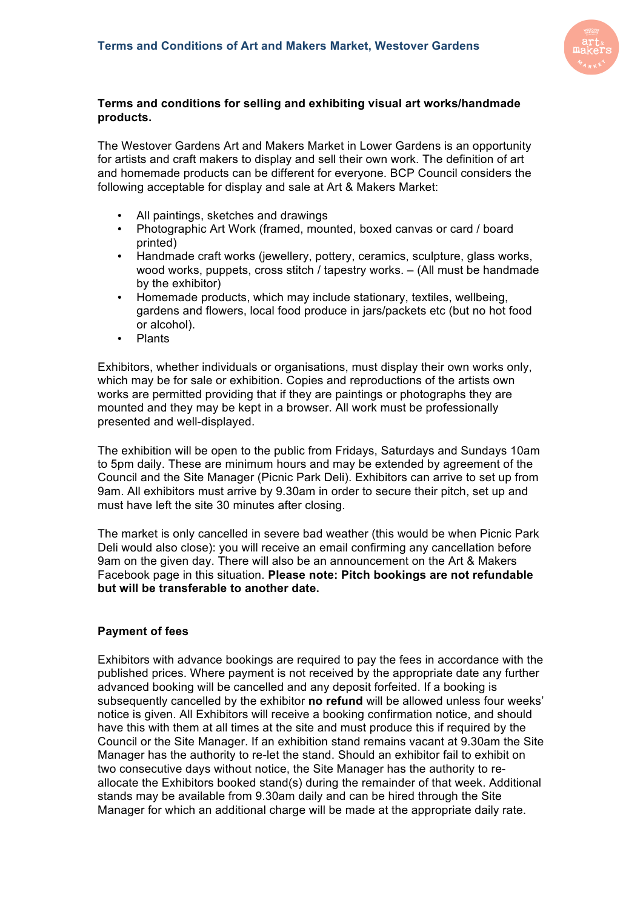# Terms and Conditions of Art and Makers Market, Westover Gardens

**Terms and conditions for selling and exhibiting visual art works/handmade products.**

The Westover Gardens Art and Makers Market in Lower Gardens is an opportunity for artists and craft makers to display and sell their own work. The definition of art and homemade products can be different for everyone. BCP Council considers the following acceptable for display and sale at Art & Makers Market:

- All paintings, sketches and drawings
- Photographic Art Work (framed, mounted, boxed canvas or card / board printed)
- Handmade craft works (jewellery, pottery, ceramics, sculpture, glass works, wood works, puppets, cross stitch / tapestry works. – (All must be handmade by the exhibitor)
- Homemade products, which may include stationary, textiles, wellbeing, gardens and flowers, local food produce in jars/packets etc (but no hot food or alcohol).
- Plants

Exhibitors, whether individuals or organisations, must display their own works only, which may be for sale or exhibition. Copies and reproductions of the artists own works are permitted providing that if they are paintings or photographs they are mounted and they may be kept in a browser. All work must be professionally presented and well-displayed.

The exhibition will be open to the public from Fridays, Saturdays and Sundays 10am to 5pm daily. These are minimum hours and may be extended by agreement of the Council and the Site Manager (Picnic Park Deli). Exhibitors can arrive to set up from 9am. All exhibitors must arrive by 9.30am in order to secure their pitch, set up and must have left the site 30 minutes after closing.

The market is only cancelled in severe bad weather (this would be when Picnic Park Deli would also close): you will receive an email confirming any cancellation before 9am on the given day. There will also be an announcement on the Art & Makers Facebook page in this situation. **Please note: Pitch bookings are not refundable but will be transferable to another date.**

**Payment of fees**

Exhibitors with advance bookings are required to pay the fees in accordance with the published prices. Where payment is not received by the appropriate date any further advanced booking will be cancelled and any deposit forfeited. If a booking is subsequently cancelled by the exhibitor **no refund** will be allowed unless four weeks' notice is given. All Exhibitors will receive a booking confirmation notice, and should have this with them at all times at the site and must produce this if required by the Council or the Site Manager. If an exhibition stand remains vacant at 9.30am the Site Manager has the authority to re-let the stand. Should an exhibitor fail to exhibit on two consecutive days without notice, the Site Manager has the authority to re-allocate the Exhibitors booked stand(s) during the remainder of that week. Additional stands may be available from 9.30am daily and can be hired through the Site Manager for which an additional charge will be made at the appropriate daily rate.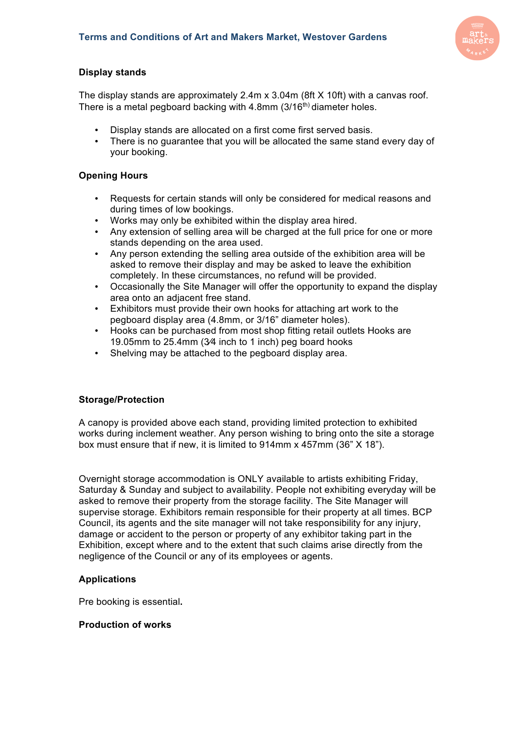## Display stands

The display stands are approximately 2.4m x 3.04m (8ft X 10ft) with a canvas roof. There is a metal pegboard backing with 4.8mm (3/16th) diameter holes.

- Display stands are allocated on a first come first served basis.
- There is no guarantee that you will be allocated the same stand every day of your booking.

## Opening Hours

- Requests for certain stands will only be considered for medical reasons and during times of low bookings.
- Works may only be exhibited within the display area hired.
- Any extension of selling area will be charged at the full price for one or more stands depending on the area used.
- Any person extending the selling area outside of the exhibition area will be asked to remove their display and may be asked to leave the exhibition completely. In these circumstances, no refund will be provided.
- Occasionally the Site Manager will offer the opportunity to expand the display area onto an adjacent free stand.
- Exhibitors must provide their own hooks for attaching art work to the pegboard display area (4.8mm, or 3/16" diameter holes).
- Hooks can be purchased from most shop fitting retail outlets Hooks are 19.05mm to 25.4mm (3⁄4 inch to 1 inch) peg board hooks
- Shelving may be attached to the pegboard display area.

## Storage/Protection

A canopy is provided above each stand, providing limited protection to exhibited works during inclement weather. Any person wishing to bring onto the site a storage box must ensure that if new, it is limited to 914mm x 457mm (36" X 18").

Overnight storage accommodation is ONLY available to artists exhibiting Friday, Saturday & Sunday and subject to availability. People not exhibiting everyday will be asked to remove their property from the storage facility. The Site Manager will supervise storage. Exhibitors remain responsible for their property at all times. BCP Council, its agents and the site manager will not take responsibility for any injury, damage or accident to the person or property of any exhibitor taking part in the Exhibition, except where and to the extent that such claims arise directly from the negligence of the Council or any of its employees or agents.

## Applications

Pre booking is essential**.**

## Production of works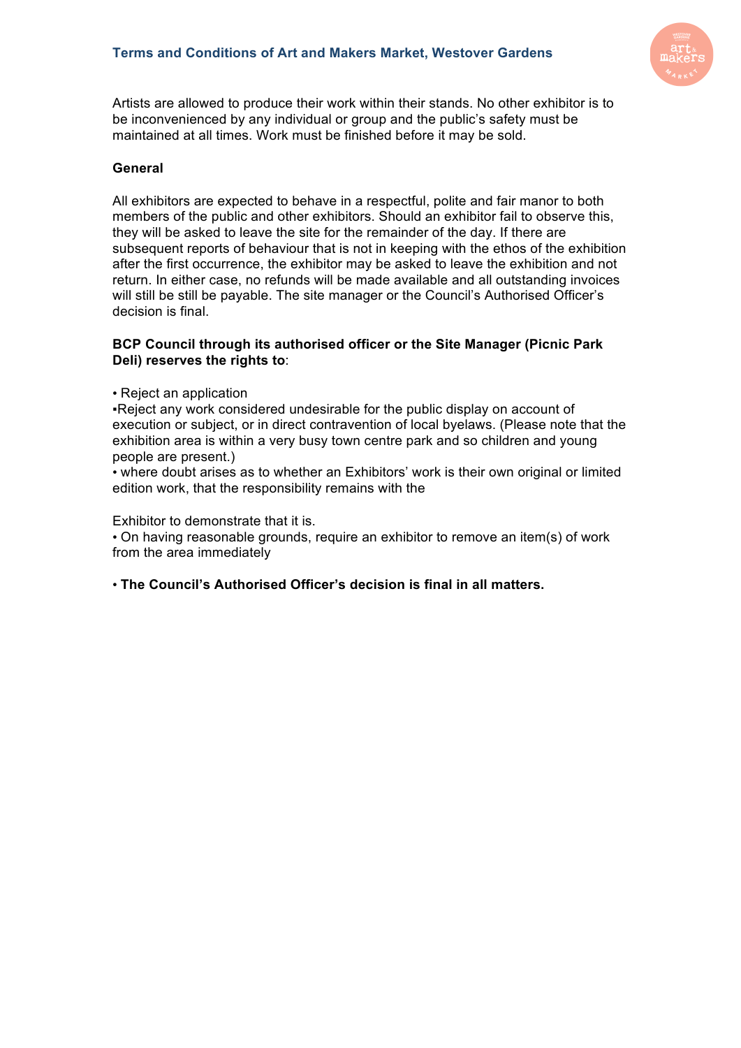Artists are allowed to produce their work within their stands. No other exhibitor is to be inconvenienced by any individual or group and the public's safety must be maintained at all times. Work must be finished before it may be sold.

**General**

All exhibitors are expected to behave in a respectful, polite and fair manor to both members of the public and other exhibitors. Should an exhibitor fail to observe this, they will be asked to leave the site for the remainder of the day. If there are subsequent reports of behaviour that is not in keeping with the ethos of the exhibition after the first occurrence, the exhibitor may be asked to leave the exhibition and not return. In either case, no refunds will be made available and all outstanding invoices will still be still be payable. The site manager or the Council's Authorised Officer's decision is final.

**BCP Council through its authorised officer or the Site Manager (Picnic Park Deli) reserves the rights to**:

- Reject an application
- Reject any work considered undesirable for the public display on account of execution or subject, or in direct contravention of local byelaws. (Please note that the exhibition area is within a very busy town centre park and so children and young people are present.)
- where doubt arises as to whether an Exhibitors' work is their own original or limited edition work, that the responsibility remains with the

Exhibitor to demonstrate that it is.

- On having reasonable grounds, require an exhibitor to remove an item(s) of work from the area immediately

- **The Council's Authorised Officer's decision is final in all matters.**